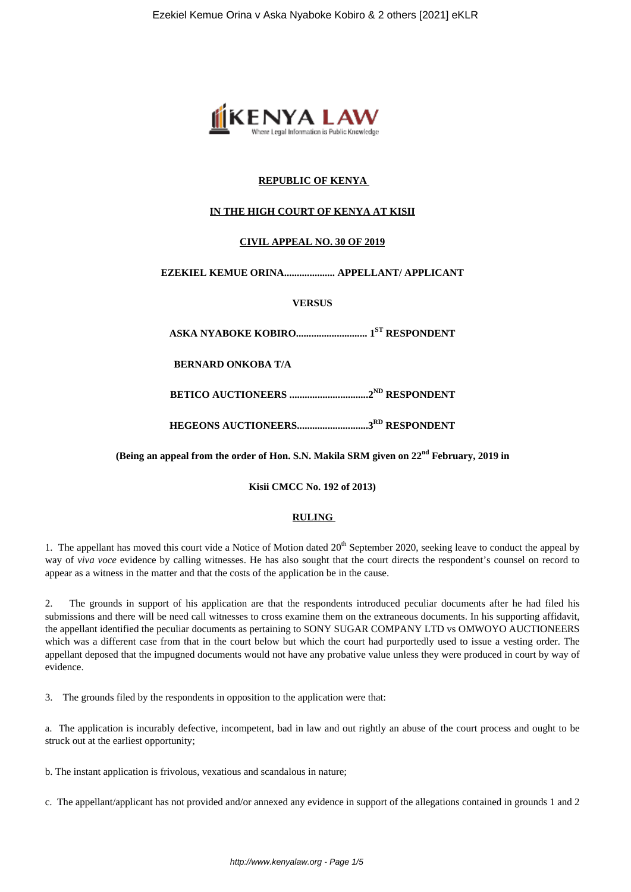**REPUBLIC OF KENYA**

**IN THE HIGH COURT OF KENYA AT KISII**

**CIVIL APPEAL NO. 30 OF 2019**

**EZEKIEL KEMUE ORINA.................... APPELLANT/ APPLICANT**

**VERSUS**

**ASKA NYABOKE KOBIRO............................ 1ST RESPONDENT**

**BERNARD ONKOBA T/A**

**BETICO AUCTIONEERS ...............................2ND RESPONDENT**

**HEGEONS AUCTIONEERS............................3RD RESPONDENT**

**(Being an appeal from the order of Hon. S.N. Makila SRM given on 22nd February, 2019 in**

**Kisii CMCC No. 192 of 2013)**

## RULING

1. The appellant has moved this court vide a Notice of Motion dated 20th September 2020, seeking leave to conduct the appeal by way of *viva voce* evidence by calling witnesses. He has also sought that the court directs the respondent's counsel on record to appear as a witness in the matter and that the costs of the application be in the cause.

2. The grounds in support of his application are that the respondents introduced peculiar documents after he had filed his submissions and there will be need call witnesses to cross examine them on the extraneous documents. In his supporting affidavit, the appellant identified the peculiar documents as pertaining to SONY SUGAR COMPANY LTD vs OMWOYO AUCTIONEERS which was a different case from that in the court below but which the court had purportedly used to issue a vesting order. The appellant deposed that the impugned documents would not have any probative value unless they were produced in court by way of evidence.

3. The grounds filed by the respondents in opposition to the application were that:

a. The application is incurably defective, incompetent, bad in law and out rightly an abuse of the court process and ought to be struck out at the earliest opportunity;

b. The instant application is frivolous, vexatious and scandalous in nature;

c. The appellant/applicant has not provided and/or annexed any evidence in support of the allegations contained in grounds 1 and 2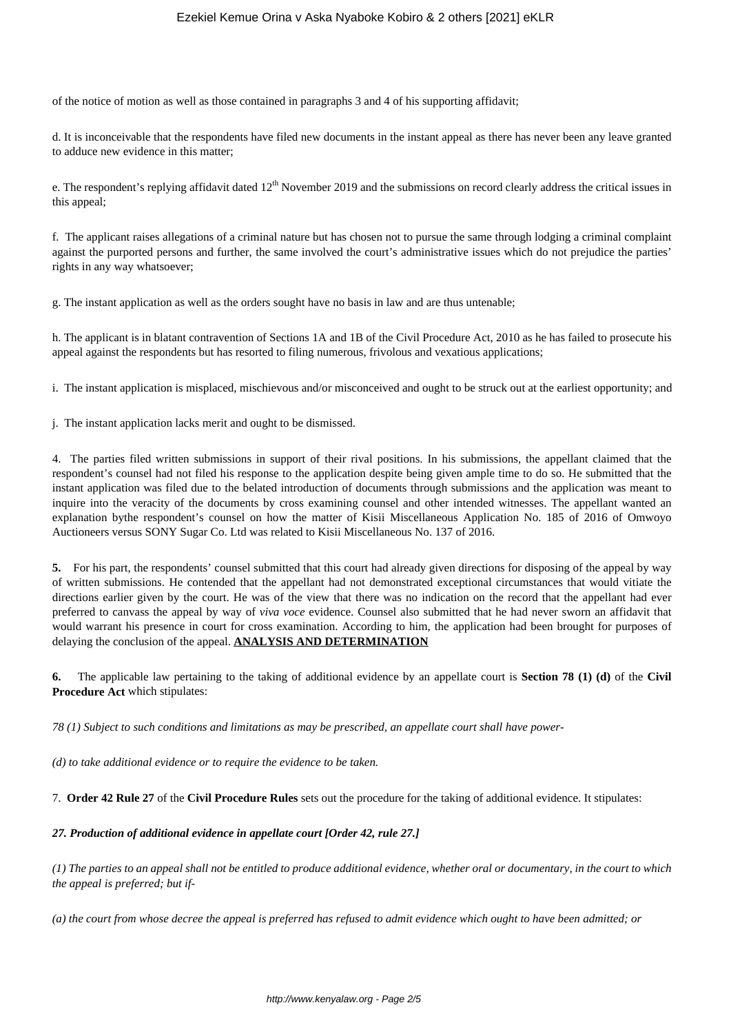of the notice of motion as well as those contained in paragraphs 3 and 4 of his supporting affidavit;

d. It is inconceivable that the respondents have filed new documents in the instant appeal as there has never been any leave granted to adduce new evidence in this matter;

e. The respondent's replying affidavit dated 12th November 2019 and the submissions on record clearly address the critical issues in this appeal;

f. The applicant raises allegations of a criminal nature but has chosen not to pursue the same through lodging a criminal complaint against the purported persons and further, the same involved the court's administrative issues which do not prejudice the parties' rights in any way whatsoever;

g. The instant application as well as the orders sought have no basis in law and are thus untenable;

h. The applicant is in blatant contravention of Sections 1A and 1B of the Civil Procedure Act, 2010 as he has failed to prosecute his appeal against the respondents but has resorted to filing numerous, frivolous and vexatious applications;

i. The instant application is misplaced, mischievous and/or misconceived and ought to be struck out at the earliest opportunity; and

j. The instant application lacks merit and ought to be dismissed.

4. The parties filed written submissions in support of their rival positions. In his submissions, the appellant claimed that the respondent's counsel had not filed his response to the application despite being given ample time to do so. He submitted that the instant application was filed due to the belated introduction of documents through submissions and the application was meant to inquire into the veracity of the documents by cross examining counsel and other intended witnesses. The appellant wanted an explanation bythe respondent's counsel on how the matter of Kisii Miscellaneous Application No. 185 of 2016 of Omwoyo Auctioneers versus SONY Sugar Co. Ltd was related to Kisii Miscellaneous No. 137 of 2016.

**5.** For his part, the respondents' counsel submitted that this court had already given directions for disposing of the appeal by way of written submissions. He contended that the appellant had not demonstrated exceptional circumstances that would vitiate the directions earlier given by the court. He was of the view that there was no indication on the record that the appellant had ever preferred to canvass the appeal by way of *viva voce* evidence. Counsel also submitted that he had never sworn an affidavit that would warrant his presence in court for cross examination. According to him, the application had been brought for purposes of delaying the conclusion of the appeal.

## ANALYSIS AND DETERMINATION

**6.** The applicable law pertaining to the taking of additional evidence by an appellate court is **Section 78 (1) (d)** of the **Civil Procedure Act** which stipulates:

*78 (1) Subject to such conditions and limitations as may be prescribed, an appellate court shall have power-*

*(d) to take additional evidence or to require the evidence to be taken.*

7. **Order 42 Rule 27** of the **Civil Procedure Rules** sets out the procedure for the taking of additional evidence. It stipulates:

***27. Production of additional evidence in appellate court [Order 42, rule 27.]***

*(1) The parties to an appeal shall not be entitled to produce additional evidence, whether oral or documentary, in the court to which the appeal is preferred; but if-*

*(a) the court from whose decree the appeal is preferred has refused to admit evidence which ought to have been admitted; or*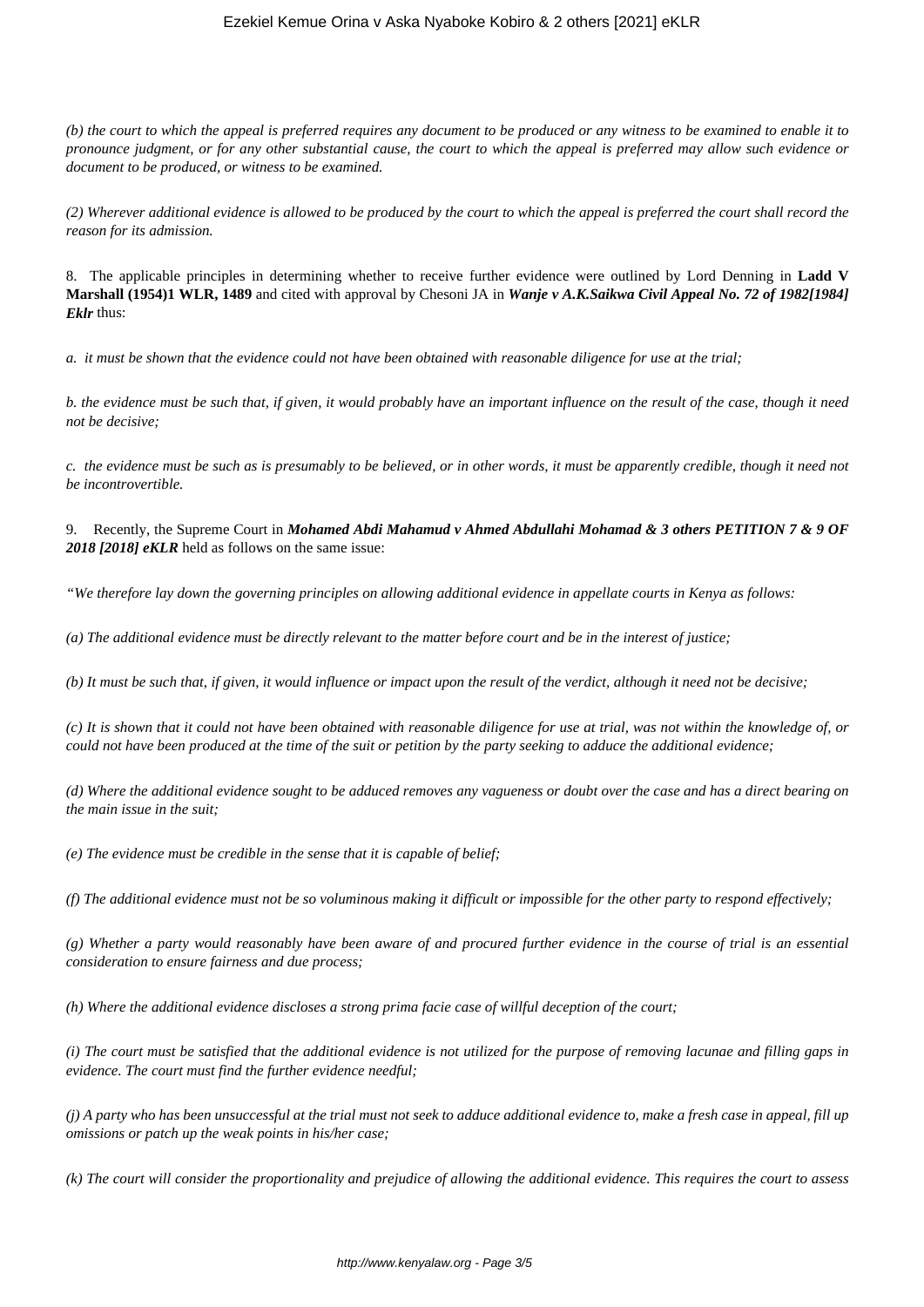*(b) the court to which the appeal is preferred requires any document to be produced or any witness to be examined to enable it to pronounce judgment, or for any other substantial cause, the court to which the appeal is preferred may allow such evidence or document to be produced, or witness to be examined.*

*(2) Wherever additional evidence is allowed to be produced by the court to which the appeal is preferred the court shall record the reason for its admission.*

8. The applicable principles in determining whether to receive further evidence were outlined by Lord Denning in **Ladd V Marshall (1954)1 WLR, 1489** and cited with approval by Chesoni JA in ***Wanje v A.K.Saikwa Civil Appeal No. 72 of 1982[1984] Eklr*** thus:

*a. it must be shown that the evidence could not have been obtained with reasonable diligence for use at the trial;*

*b. the evidence must be such that, if given, it would probably have an important influence on the result of the case, though it need not be decisive;*

*c. the evidence must be such as is presumably to be believed, or in other words, it must be apparently credible, though it need not be incontrovertible.*

9. Recently, the Supreme Court in ***Mohamed Abdi Mahamud v Ahmed Abdullahi Mohamad & 3 others PETITION 7 & 9 OF 2018 [2018] eKLR*** held as follows on the same issue:

*"We therefore lay down the governing principles on allowing additional evidence in appellate courts in Kenya as follows:*

*(a) The additional evidence must be directly relevant to the matter before court and be in the interest of justice;*

*(b) It must be such that, if given, it would influence or impact upon the result of the verdict, although it need not be decisive;*

*(c) It is shown that it could not have been obtained with reasonable diligence for use at trial, was not within the knowledge of, or could not have been produced at the time of the suit or petition by the party seeking to adduce the additional evidence;*

*(d) Where the additional evidence sought to be adduced removes any vagueness or doubt over the case and has a direct bearing on the main issue in the suit;*

*(e) The evidence must be credible in the sense that it is capable of belief;*

*(f) The additional evidence must not be so voluminous making it difficult or impossible for the other party to respond effectively;*

*(g) Whether a party would reasonably have been aware of and procured further evidence in the course of trial is an essential consideration to ensure fairness and due process;*

*(h) Where the additional evidence discloses a strong prima facie case of willful deception of the court;*

*(i) The court must be satisfied that the additional evidence is not utilized for the purpose of removing lacunae and filling gaps in evidence. The court must find the further evidence needful;*

*(j) A party who has been unsuccessful at the trial must not seek to adduce additional evidence to, make a fresh case in appeal, fill up omissions or patch up the weak points in his/her case;*

*(k) The court will consider the proportionality and prejudice of allowing the additional evidence. This requires the court to assess*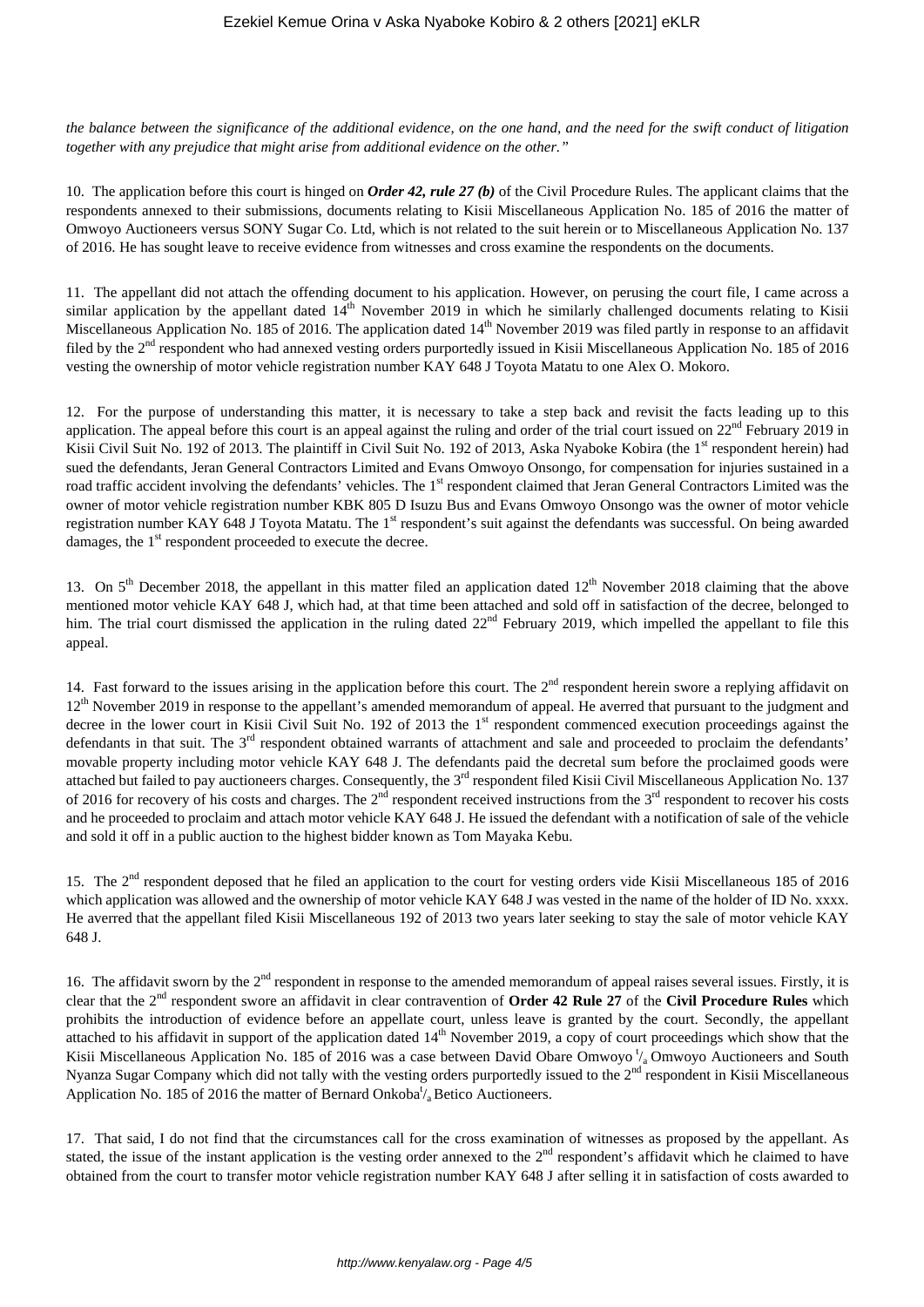*the balance between the significance of the additional evidence, on the one hand, and the need for the swift conduct of litigation together with any prejudice that might arise from additional evidence on the other."*

10. The application before this court is hinged on ***Order 42, rule 27 (b)*** of the Civil Procedure Rules. The applicant claims that the respondents annexed to their submissions, documents relating to Kisii Miscellaneous Application No. 185 of 2016 the matter of Omwoyo Auctioneers versus SONY Sugar Co. Ltd, which is not related to the suit herein or to Miscellaneous Application No. 137 of 2016. He has sought leave to receive evidence from witnesses and cross examine the respondents on the documents.

11. The appellant did not attach the offending document to his application. However, on perusing the court file, I came across a similar application by the appellant dated 14th November 2019 in which he similarly challenged documents relating to Kisii Miscellaneous Application No. 185 of 2016. The application dated 14th November 2019 was filed partly in response to an affidavit filed by the 2nd respondent who had annexed vesting orders purportedly issued in Kisii Miscellaneous Application No. 185 of 2016 vesting the ownership of motor vehicle registration number KAY 648 J Toyota Matatu to one Alex O. Mokoro.

12. For the purpose of understanding this matter, it is necessary to take a step back and revisit the facts leading up to this application. The appeal before this court is an appeal against the ruling and order of the trial court issued on 22nd February 2019 in Kisii Civil Suit No. 192 of 2013. The plaintiff in Civil Suit No. 192 of 2013, Aska Nyaboke Kobira (the 1st respondent herein) had sued the defendants, Jeran General Contractors Limited and Evans Omwoyo Onsongo, for compensation for injuries sustained in a road traffic accident involving the defendants' vehicles. The 1st respondent claimed that Jeran General Contractors Limited was the owner of motor vehicle registration number KBK 805 D Isuzu Bus and Evans Omwoyo Onsongo was the owner of motor vehicle registration number KAY 648 J Toyota Matatu. The 1st respondent's suit against the defendants was successful. On being awarded damages, the 1st respondent proceeded to execute the decree.

13. On 5th December 2018, the appellant in this matter filed an application dated 12th November 2018 claiming that the above mentioned motor vehicle KAY 648 J, which had, at that time been attached and sold off in satisfaction of the decree, belonged to him. The trial court dismissed the application in the ruling dated 22nd February 2019, which impelled the appellant to file this appeal.

14. Fast forward to the issues arising in the application before this court. The 2nd respondent herein swore a replying affidavit on 12th November 2019 in response to the appellant's amended memorandum of appeal. He averred that pursuant to the judgment and decree in the lower court in Kisii Civil Suit No. 192 of 2013 the 1st respondent commenced execution proceedings against the defendants in that suit. The 3rd respondent obtained warrants of attachment and sale and proceeded to proclaim the defendants' movable property including motor vehicle KAY 648 J. The defendants paid the decretal sum before the proclaimed goods were attached but failed to pay auctioneers charges. Consequently, the 3rd respondent filed Kisii Civil Miscellaneous Application No. 137 of 2016 for recovery of his costs and charges. The 2nd respondent received instructions from the 3rd respondent to recover his costs and he proceeded to proclaim and attach motor vehicle KAY 648 J. He issued the defendant with a notification of sale of the vehicle and sold it off in a public auction to the highest bidder known as Tom Mayaka Kebu.

15. The 2nd respondent deposed that he filed an application to the court for vesting orders vide Kisii Miscellaneous 185 of 2016 which application was allowed and the ownership of motor vehicle KAY 648 J was vested in the name of the holder of ID No. xxxx. He averred that the appellant filed Kisii Miscellaneous 192 of 2013 two years later seeking to stay the sale of motor vehicle KAY 648 J.

16. The affidavit sworn by the 2nd respondent in response to the amended memorandum of appeal raises several issues. Firstly, it is clear that the 2nd respondent swore an affidavit in clear contravention of **Order 42 Rule 27** of the **Civil Procedure Rules** which prohibits the introduction of evidence before an appellate court, unless leave is granted by the court. Secondly, the appellant attached to his affidavit in support of the application dated 14th November 2019, a copy of court proceedings which show that the Kisii Miscellaneous Application No. 185 of 2016 was a case between David Obare Omwoyo t/a Omwoyo Auctioneers and South Nyanza Sugar Company which did not tally with the vesting orders purportedly issued to the 2nd respondent in Kisii Miscellaneous Application No. 185 of 2016 the matter of Bernard Onkoba t/a Betico Auctioneers.

17. That said, I do not find that the circumstances call for the cross examination of witnesses as proposed by the appellant. As stated, the issue of the instant application is the vesting order annexed to the 2nd respondent's affidavit which he claimed to have obtained from the court to transfer motor vehicle registration number KAY 648 J after selling it in satisfaction of costs awarded to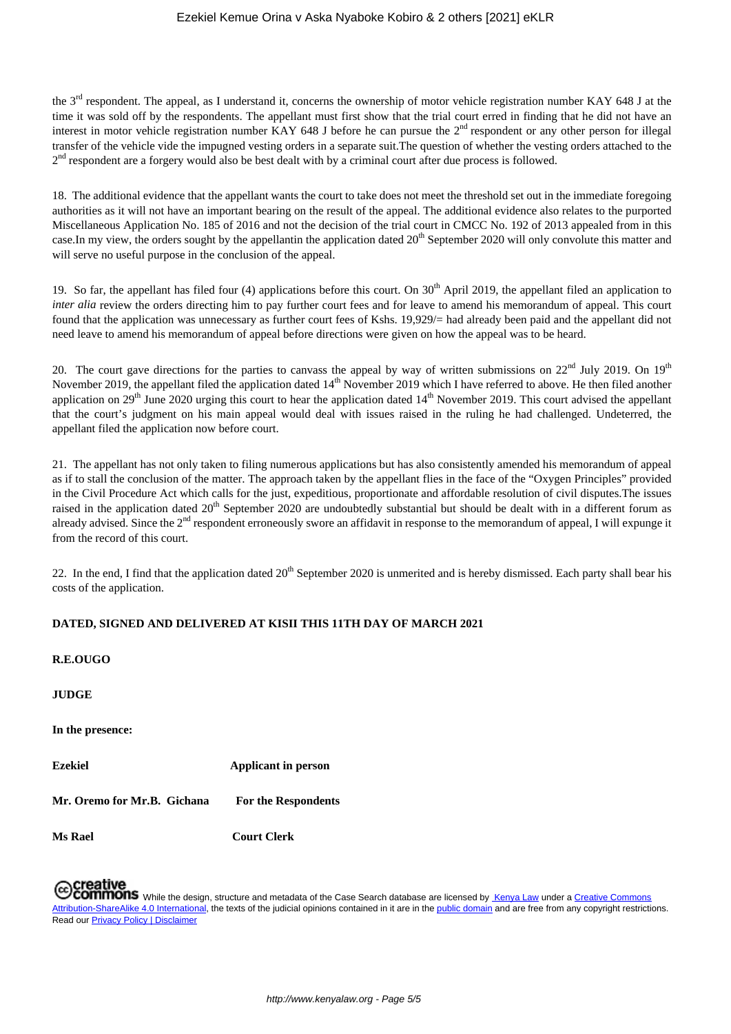the 3rd respondent. The appeal, as I understand it, concerns the ownership of motor vehicle registration number KAY 648 J at the time it was sold off by the respondents. The appellant must first show that the trial court erred in finding that he did not have an interest in motor vehicle registration number KAY 648 J before he can pursue the 2nd respondent or any other person for illegal transfer of the vehicle vide the impugned vesting orders in a separate suit.The question of whether the vesting orders attached to the 2nd respondent are a forgery would also be best dealt with by a criminal court after due process is followed.

18. The additional evidence that the appellant wants the court to take does not meet the threshold set out in the immediate foregoing authorities as it will not have an important bearing on the result of the appeal. The additional evidence also relates to the purported Miscellaneous Application No. 185 of 2016 and not the decision of the trial court in CMCC No. 192 of 2013 appealed from in this case.In my view, the orders sought by the appellantin the application dated 20th September 2020 will only convolute this matter and will serve no useful purpose in the conclusion of the appeal.

19. So far, the appellant has filed four (4) applications before this court. On 30th April 2019, the appellant filed an application to *inter alia* review the orders directing him to pay further court fees and for leave to amend his memorandum of appeal. This court found that the application was unnecessary as further court fees of Kshs. 19,929/= had already been paid and the appellant did not need leave to amend his memorandum of appeal before directions were given on how the appeal was to be heard.

20. The court gave directions for the parties to canvass the appeal by way of written submissions on 22nd July 2019. On 19th November 2019, the appellant filed the application dated 14th November 2019 which I have referred to above. He then filed another application on 29th June 2020 urging this court to hear the application dated 14th November 2019. This court advised the appellant that the court's judgment on his main appeal would deal with issues raised in the ruling he had challenged. Undeterred, the appellant filed the application now before court.

21. The appellant has not only taken to filing numerous applications but has also consistently amended his memorandum of appeal as if to stall the conclusion of the matter. The approach taken by the appellant flies in the face of the "Oxygen Principles" provided in the Civil Procedure Act which calls for the just, expeditious, proportionate and affordable resolution of civil disputes.The issues raised in the application dated 20th September 2020 are undoubtedly substantial but should be dealt with in a different forum as already advised. Since the 2nd respondent erroneously swore an affidavit in response to the memorandum of appeal, I will expunge it from the record of this court.

22. In the end, I find that the application dated 20th September 2020 is unmerited and is hereby dismissed. Each party shall bear his costs of the application.

**DATED, SIGNED AND DELIVERED AT KISII THIS 11TH DAY OF MARCH 2021**

**R.E.OUGO**

**JUDGE**

**In the presence:**

| | |
|---|---|
| **Ezekiel** | **Applicant in person** |
| **Mr. Oremo for Mr.B. Gichana** | **For the Respondents** |
| **Ms Rael** | **Court Clerk** |

While the design, structure and metadata of the Case Search database are licensed by Kenya Law under a Creative Commons Attribution-ShareAlike 4.0 International, the texts of the judicial opinions contained in it are in the public domain and are free from any copyright restrictions. Read our Privacy Policy | Disclaimer